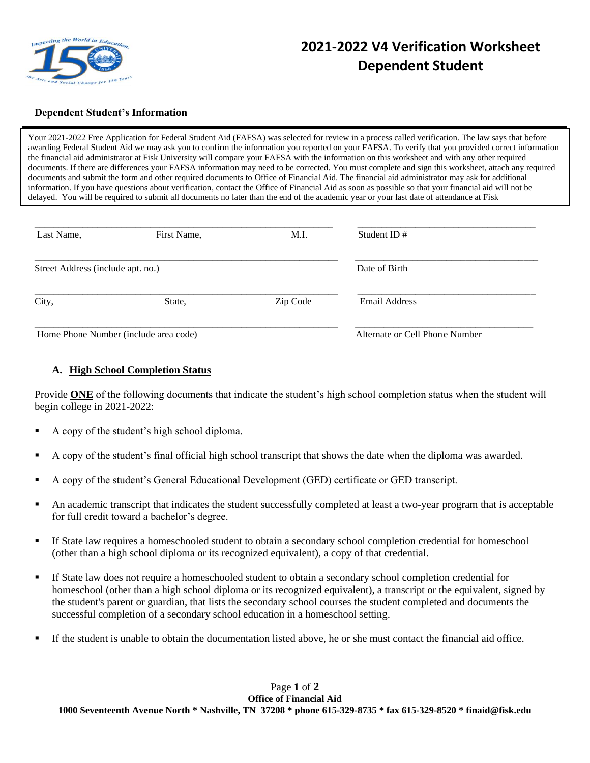# 2021-2022 V4 Verification Worksheet
## Dependent Student

**Dependent Student's Information**

Your 2021-2022 Free Application for Federal Student Aid (FAFSA) was selected for review in a process called verification. The law says that before awarding Federal Student Aid we may ask you to confirm the information you reported on your FAFSA. To verify that you provided correct information the financial aid administrator at Fisk University will compare your FAFSA with the information on this worksheet and with any other required documents. If there are differences your FAFSA information may need to be corrected. You must complete and sign this worksheet, attach any required documents and submit the form and other required documents to Office of Financial Aid. The financial aid administrator may ask for additional information. If you have questions about verification, contact the Office of Financial Aid as soon as possible so that your financial aid will not be delayed. You will be required to submit all documents no later than the end of the academic year or your last date of attendance at Fisk

| | | | |
|---|---|---|---|
| Last Name, | First Name, | M.I. | Student ID # |
| Street Address (include apt. no.) | | | Date of Birth |
| City, | State, | Zip Code | Email Address |
| Home Phone Number (include area code) | | | Alternate or Cell Phone Number |

### A. High School Completion Status

Provide **ONE** of the following documents that indicate the student's high school completion status when the student will begin college in 2021-2022:

- A copy of the student's high school diploma.
- A copy of the student's final official high school transcript that shows the date when the diploma was awarded.
- A copy of the student's General Educational Development (GED) certificate or GED transcript.
- An academic transcript that indicates the student successfully completed at least a two-year program that is acceptable for full credit toward a bachelor's degree.
- If State law requires a homeschooled student to obtain a secondary school completion credential for homeschool (other than a high school diploma or its recognized equivalent), a copy of that credential.
- If State law does not require a homeschooled student to obtain a secondary school completion credential for homeschool (other than a high school diploma or its recognized equivalent), a transcript or the equivalent, signed by the student's parent or guardian, that lists the secondary school courses the student completed and documents the successful completion of a secondary school education in a homeschool setting.
- If the student is unable to obtain the documentation listed above, he or she must contact the financial aid office.

**Office of Financial Aid**
**1000 Seventeenth Avenue North * Nashville, TN 37208 * phone 615-329-8735 * fax 615-329-8520 * finaid@fisk.edu**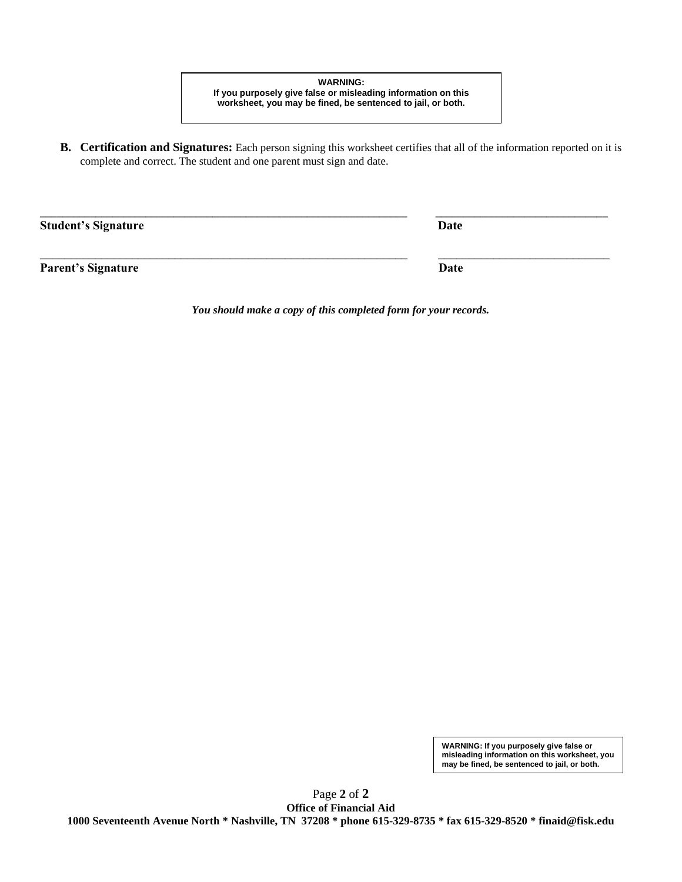**WARNING:**
**If you purposely give false or misleading information on this worksheet, you may be fined, be sentenced to jail, or both.**

**B. Certification and Signatures:** Each person signing this worksheet certifies that all of the information reported on it is complete and correct. The student and one parent must sign and date.

_______________________________________________ _______________________
**Student's Signature** **Date**

_______________________________________________ _______________________
**Parent's Signature** **Date**

***You should make a copy of this completed form for your records.***

**WARNING: If you purposely give false or misleading information on this worksheet, you may be fined, be sentenced to jail, or both.**

**Office of Financial Aid**
**1000 Seventeenth Avenue North * Nashville, TN 37208 * phone 615-329-8735 * fax 615-329-8520 * finaid@fisk.edu**